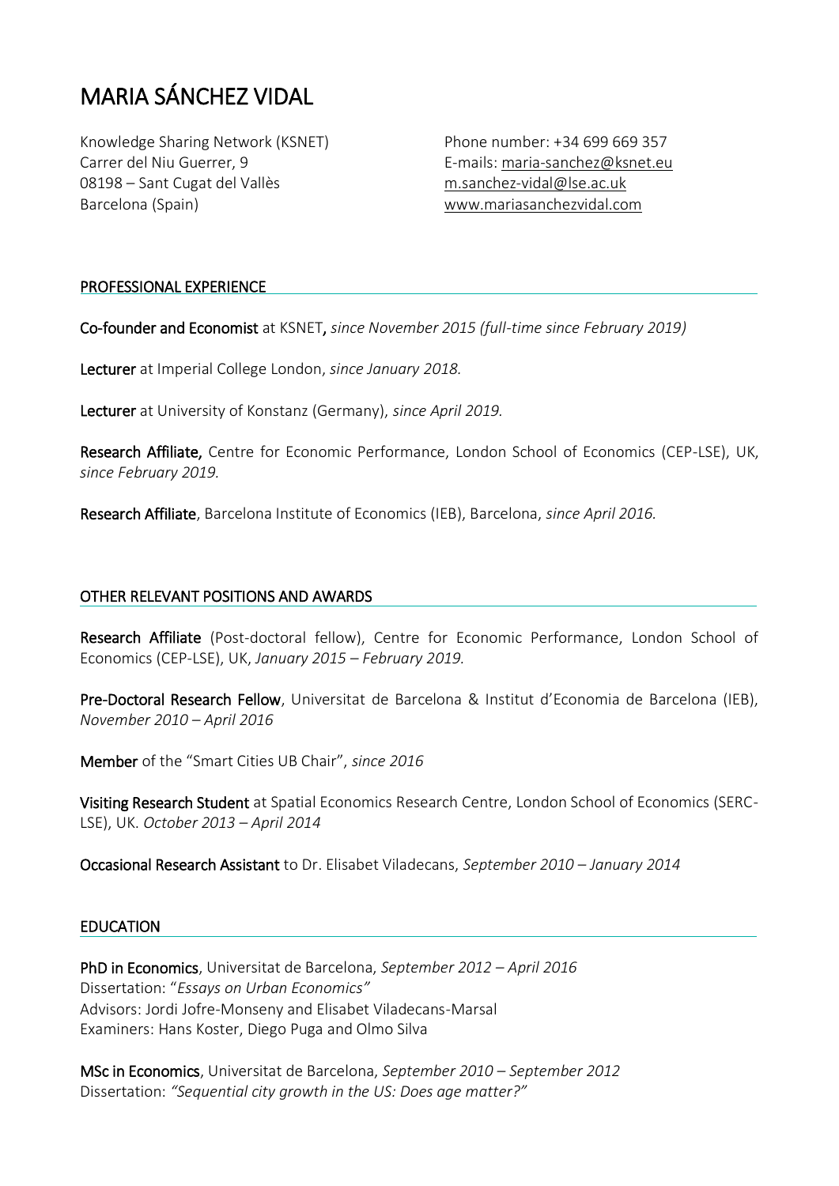# MARIA SÁNCHEZ VIDAL

Knowledge Sharing Network (KSNET)
Carrer del Niu Guerrer, 9
08198 – Sant Cugat del Vallès
Barcelona (Spain)

Phone number: +34 699 669 357
E-mails: maria-sanchez@ksnet.eu
m.sanchez-vidal@lse.ac.uk
www.mariasanchezvidal.com

## PROFESSIONAL EXPERIENCE

**Co-founder and Economist** at KSNET, *since November 2015 (full-time since February 2019)*

**Lecturer** at Imperial College London, *since January 2018.*

**Lecturer** at University of Konstanz (Germany), *since April 2019.*

**Research Affiliate,** Centre for Economic Performance, London School of Economics (CEP-LSE), UK, *since February 2019.*

**Research Affiliate**, Barcelona Institute of Economics (IEB), Barcelona, *since April 2016.*

## OTHER RELEVANT POSITIONS AND AWARDS

**Research Affiliate** (Post-doctoral fellow), Centre for Economic Performance, London School of Economics (CEP-LSE), UK, *January 2015 – February 2019.*

**Pre-Doctoral Research Fellow**, Universitat de Barcelona & Institut d'Economia de Barcelona (IEB), *November 2010 – April 2016*

**Member** of the "Smart Cities UB Chair", *since 2016*

**Visiting Research Student** at Spatial Economics Research Centre, London School of Economics (SERC-LSE), UK. *October 2013 – April 2014*

**Occasional Research Assistant** to Dr. Elisabet Viladecans, *September 2010 – January 2014*

## EDUCATION

**PhD in Economics**, Universitat de Barcelona, *September 2012 – April 2016*
Dissertation: "*Essays on Urban Economics"*
Advisors: Jordi Jofre-Monseny and Elisabet Viladecans-Marsal
Examiners: Hans Koster, Diego Puga and Olmo Silva

**MSc in Economics**, Universitat de Barcelona, *September 2010 – September 2012*
Dissertation: *"Sequential city growth in the US: Does age matter?"*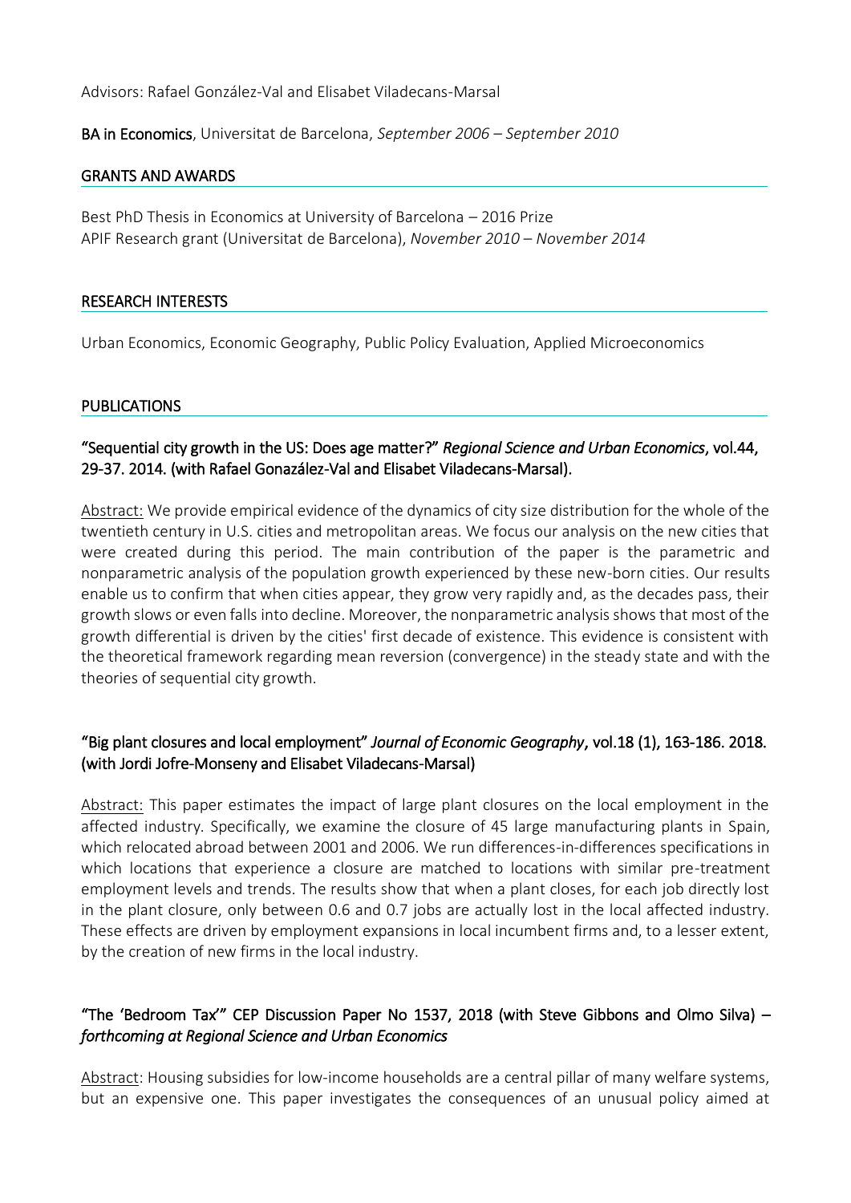Advisors: Rafael González-Val and Elisabet Viladecans-Marsal

**BA in Economics**, Universitat de Barcelona, *September 2006 – September 2010*

## GRANTS AND AWARDS

Best PhD Thesis in Economics at University of Barcelona – 2016 Prize
APIF Research grant (Universitat de Barcelona), *November 2010 – November 2014*

## RESEARCH INTERESTS

Urban Economics, Economic Geography, Public Policy Evaluation, Applied Microeconomics

## PUBLICATIONS

**"Sequential city growth in the US: Does age matter?"** ***Regional Science and Urban Economics*****, vol.44, 29-37. 2014. (with Rafael Gonazález-Val and Elisabet Viladecans-Marsal).**

Abstract: We provide empirical evidence of the dynamics of city size distribution for the whole of the twentieth century in U.S. cities and metropolitan areas. We focus our analysis on the new cities that were created during this period. The main contribution of the paper is the parametric and nonparametric analysis of the population growth experienced by these new-born cities. Our results enable us to confirm that when cities appear, they grow very rapidly and, as the decades pass, their growth slows or even falls into decline. Moreover, the nonparametric analysis shows that most of the growth differential is driven by the cities' first decade of existence. This evidence is consistent with the theoretical framework regarding mean reversion (convergence) in the steady state and with the theories of sequential city growth.

**"Big plant closures and local employment"** ***Journal of Economic Geography*****, vol.18 (1), 163-186. 2018. (with Jordi Jofre-Monseny and Elisabet Viladecans-Marsal)**

Abstract: This paper estimates the impact of large plant closures on the local employment in the affected industry. Specifically, we examine the closure of 45 large manufacturing plants in Spain, which relocated abroad between 2001 and 2006. We run differences-in-differences specifications in which locations that experience a closure are matched to locations with similar pre-treatment employment levels and trends. The results show that when a plant closes, for each job directly lost in the plant closure, only between 0.6 and 0.7 jobs are actually lost in the local affected industry. These effects are driven by employment expansions in local incumbent firms and, to a lesser extent, by the creation of new firms in the local industry.

**"The 'Bedroom Tax'" CEP Discussion Paper No 1537, 2018 (with Steve Gibbons and Olmo Silva) –** ***forthcoming at Regional Science and Urban Economics***

Abstract: Housing subsidies for low-income households are a central pillar of many welfare systems, but an expensive one. This paper investigates the consequences of an unusual policy aimed at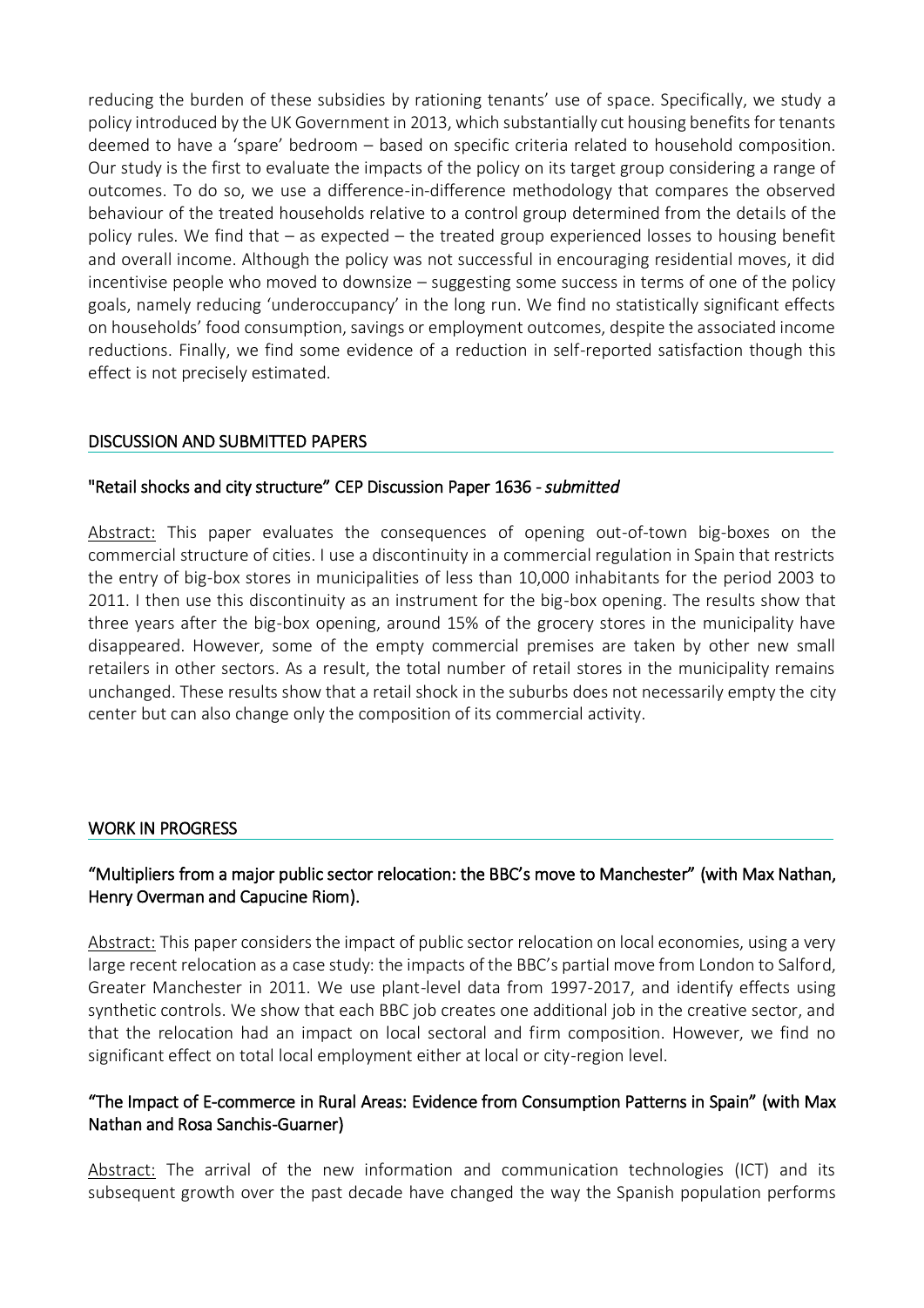reducing the burden of these subsidies by rationing tenants' use of space. Specifically, we study a policy introduced by the UK Government in 2013, which substantially cut housing benefits for tenants deemed to have a 'spare' bedroom – based on specific criteria related to household composition. Our study is the first to evaluate the impacts of the policy on its target group considering a range of outcomes. To do so, we use a difference-in-difference methodology that compares the observed behaviour of the treated households relative to a control group determined from the details of the policy rules. We find that – as expected – the treated group experienced losses to housing benefit and overall income. Although the policy was not successful in encouraging residential moves, it did incentivise people who moved to downsize – suggesting some success in terms of one of the policy goals, namely reducing 'underoccupancy' in the long run. We find no statistically significant effects on households' food consumption, savings or employment outcomes, despite the associated income reductions. Finally, we find some evidence of a reduction in self-reported satisfaction though this effect is not precisely estimated.

## DISCUSSION AND SUBMITTED PAPERS

### "Retail shocks and city structure" CEP Discussion Paper 1636 - *submitted*

Abstract: This paper evaluates the consequences of opening out-of-town big-boxes on the commercial structure of cities. I use a discontinuity in a commercial regulation in Spain that restricts the entry of big-box stores in municipalities of less than 10,000 inhabitants for the period 2003 to 2011. I then use this discontinuity as an instrument for the big-box opening. The results show that three years after the big-box opening, around 15% of the grocery stores in the municipality have disappeared. However, some of the empty commercial premises are taken by other new small retailers in other sectors. As a result, the total number of retail stores in the municipality remains unchanged. These results show that a retail shock in the suburbs does not necessarily empty the city center but can also change only the composition of its commercial activity.

## WORK IN PROGRESS

### "Multipliers from a major public sector relocation: the BBC's move to Manchester" (with Max Nathan, Henry Overman and Capucine Riom).

Abstract: This paper considers the impact of public sector relocation on local economies, using a very large recent relocation as a case study: the impacts of the BBC's partial move from London to Salford, Greater Manchester in 2011. We use plant-level data from 1997-2017, and identify effects using synthetic controls. We show that each BBC job creates one additional job in the creative sector, and that the relocation had an impact on local sectoral and firm composition. However, we find no significant effect on total local employment either at local or city-region level.

### "The Impact of E-commerce in Rural Areas: Evidence from Consumption Patterns in Spain" (with Max Nathan and Rosa Sanchis-Guarner)

Abstract: The arrival of the new information and communication technologies (ICT) and its subsequent growth over the past decade have changed the way the Spanish population performs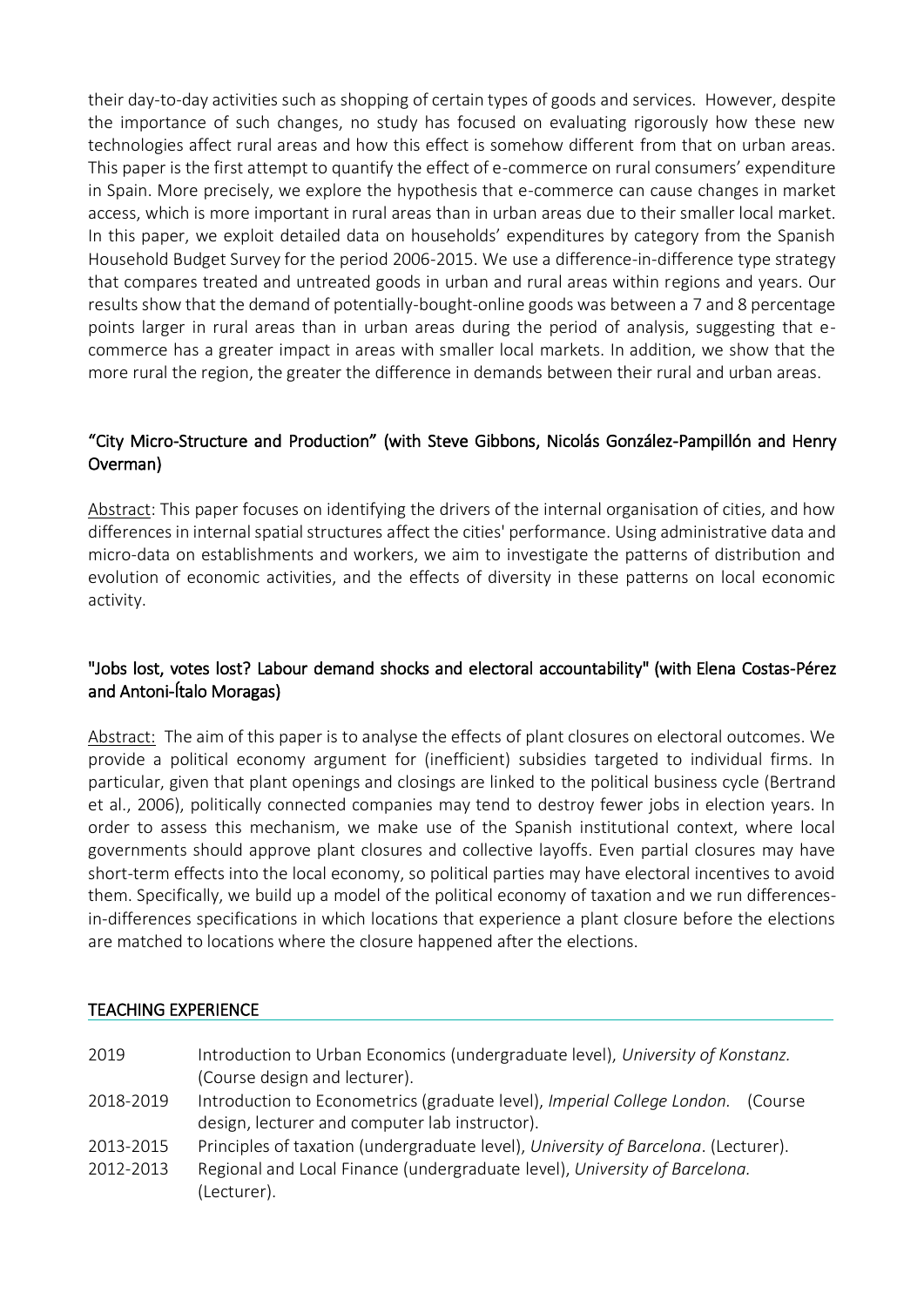their day-to-day activities such as shopping of certain types of goods and services. However, despite the importance of such changes, no study has focused on evaluating rigorously how these new technologies affect rural areas and how this effect is somehow different from that on urban areas. This paper is the first attempt to quantify the effect of e-commerce on rural consumers' expenditure in Spain. More precisely, we explore the hypothesis that e-commerce can cause changes in market access, which is more important in rural areas than in urban areas due to their smaller local market. In this paper, we exploit detailed data on households' expenditures by category from the Spanish Household Budget Survey for the period 2006-2015. We use a difference-in-difference type strategy that compares treated and untreated goods in urban and rural areas within regions and years. Our results show that the demand of potentially-bought-online goods was between a 7 and 8 percentage points larger in rural areas than in urban areas during the period of analysis, suggesting that e-commerce has a greater impact in areas with smaller local markets. In addition, we show that the more rural the region, the greater the difference in demands between their rural and urban areas.

### "City Micro-Structure and Production" (with Steve Gibbons, Nicolás González-Pampillón and Henry Overman)

Abstract: This paper focuses on identifying the drivers of the internal organisation of cities, and how differences in internal spatial structures affect the cities' performance. Using administrative data and micro-data on establishments and workers, we aim to investigate the patterns of distribution and evolution of economic activities, and the effects of diversity in these patterns on local economic activity.

### "Jobs lost, votes lost? Labour demand shocks and electoral accountability" (with Elena Costas-Pérez and Antoni-Ítalo Moragas)

Abstract: The aim of this paper is to analyse the effects of plant closures on electoral outcomes. We provide a political economy argument for (inefficient) subsidies targeted to individual firms. In particular, given that plant openings and closings are linked to the political business cycle (Bertrand et al., 2006), politically connected companies may tend to destroy fewer jobs in election years. In order to assess this mechanism, we make use of the Spanish institutional context, where local governments should approve plant closures and collective layoffs. Even partial closures may have short-term effects into the local economy, so political parties may have electoral incentives to avoid them. Specifically, we build up a model of the political economy of taxation and we run differences-in-differences specifications in which locations that experience a plant closure before the elections are matched to locations where the closure happened after the elections.

## TEACHING EXPERIENCE

| | |
|---|---|
| 2019 | Introduction to Urban Economics (undergraduate level), *University of Konstanz.* (Course design and lecturer). |
| 2018-2019 | Introduction to Econometrics (graduate level), *Imperial College London.* (Course design, lecturer and computer lab instructor). |
| 2013-2015 | Principles of taxation (undergraduate level), *University of Barcelona*. (Lecturer). |
| 2012-2013 | Regional and Local Finance (undergraduate level), *University of Barcelona.* (Lecturer). |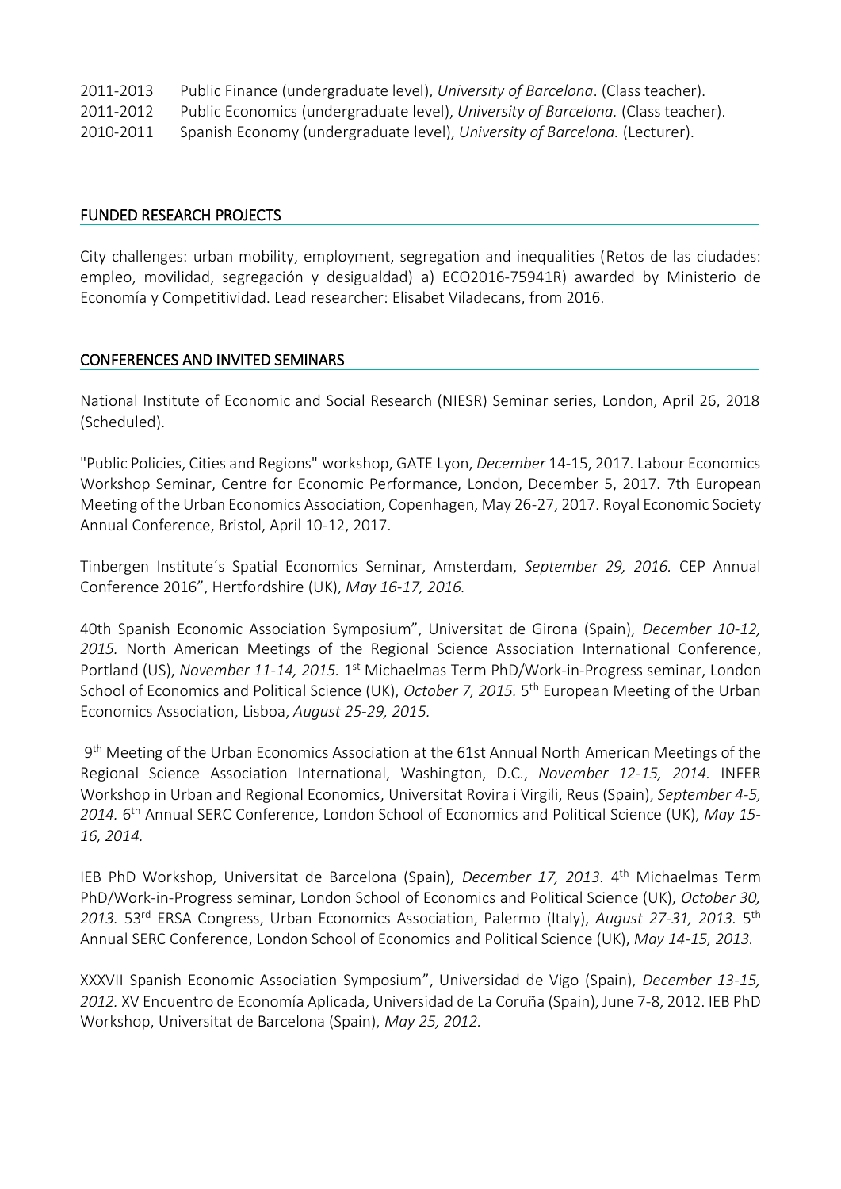2011-2013 Public Finance (undergraduate level), *University of Barcelona*. (Class teacher).
2011-2012 Public Economics (undergraduate level), *University of Barcelona.* (Class teacher).
2010-2011 Spanish Economy (undergraduate level), *University of Barcelona.* (Lecturer).

## FUNDED RESEARCH PROJECTS

City challenges: urban mobility, employment, segregation and inequalities (Retos de las ciudades: empleo, movilidad, segregación y desigualdad) a) ECO2016-75941R) awarded by Ministerio de Economía y Competitividad. Lead researcher: Elisabet Viladecans, from 2016.

## CONFERENCES AND INVITED SEMINARS

National Institute of Economic and Social Research (NIESR) Seminar series, London, April 26, 2018 (Scheduled).

"Public Policies, Cities and Regions" workshop, GATE Lyon, *December* 14-15, 2017. Labour Economics Workshop Seminar, Centre for Economic Performance, London, December 5, 2017. 7th European Meeting of the Urban Economics Association, Copenhagen, May 26-27, 2017. Royal Economic Society Annual Conference, Bristol, April 10-12, 2017.

Tinbergen Institute´s Spatial Economics Seminar, Amsterdam, *September 29, 2016.* CEP Annual Conference 2016", Hertfordshire (UK), *May 16-17, 2016.*

40th Spanish Economic Association Symposium", Universitat de Girona (Spain), *December 10-12, 2015.* North American Meetings of the Regional Science Association International Conference, Portland (US), *November 11-14, 2015.* 1st Michaelmas Term PhD/Work-in-Progress seminar, London School of Economics and Political Science (UK), *October 7, 2015.* 5th European Meeting of the Urban Economics Association, Lisboa, *August 25-29, 2015.*

9th Meeting of the Urban Economics Association at the 61st Annual North American Meetings of the Regional Science Association International, Washington, D.C., *November 12-15, 2014.* INFER Workshop in Urban and Regional Economics, Universitat Rovira i Virgili, Reus (Spain), *September 4-5, 2014.* 6th Annual SERC Conference, London School of Economics and Political Science (UK), *May 15-16, 2014.*

IEB PhD Workshop, Universitat de Barcelona (Spain), *December 17, 2013.* 4th Michaelmas Term PhD/Work-in-Progress seminar, London School of Economics and Political Science (UK), *October 30, 2013.* 53rd ERSA Congress, Urban Economics Association, Palermo (Italy), *August 27-31, 2013.* 5th Annual SERC Conference, London School of Economics and Political Science (UK), *May 14-15, 2013.*

XXXVII Spanish Economic Association Symposium", Universidad de Vigo (Spain), *December 13-15, 2012.* XV Encuentro de Economía Aplicada, Universidad de La Coruña (Spain), June 7-8, 2012. IEB PhD Workshop, Universitat de Barcelona (Spain), *May 25, 2012.*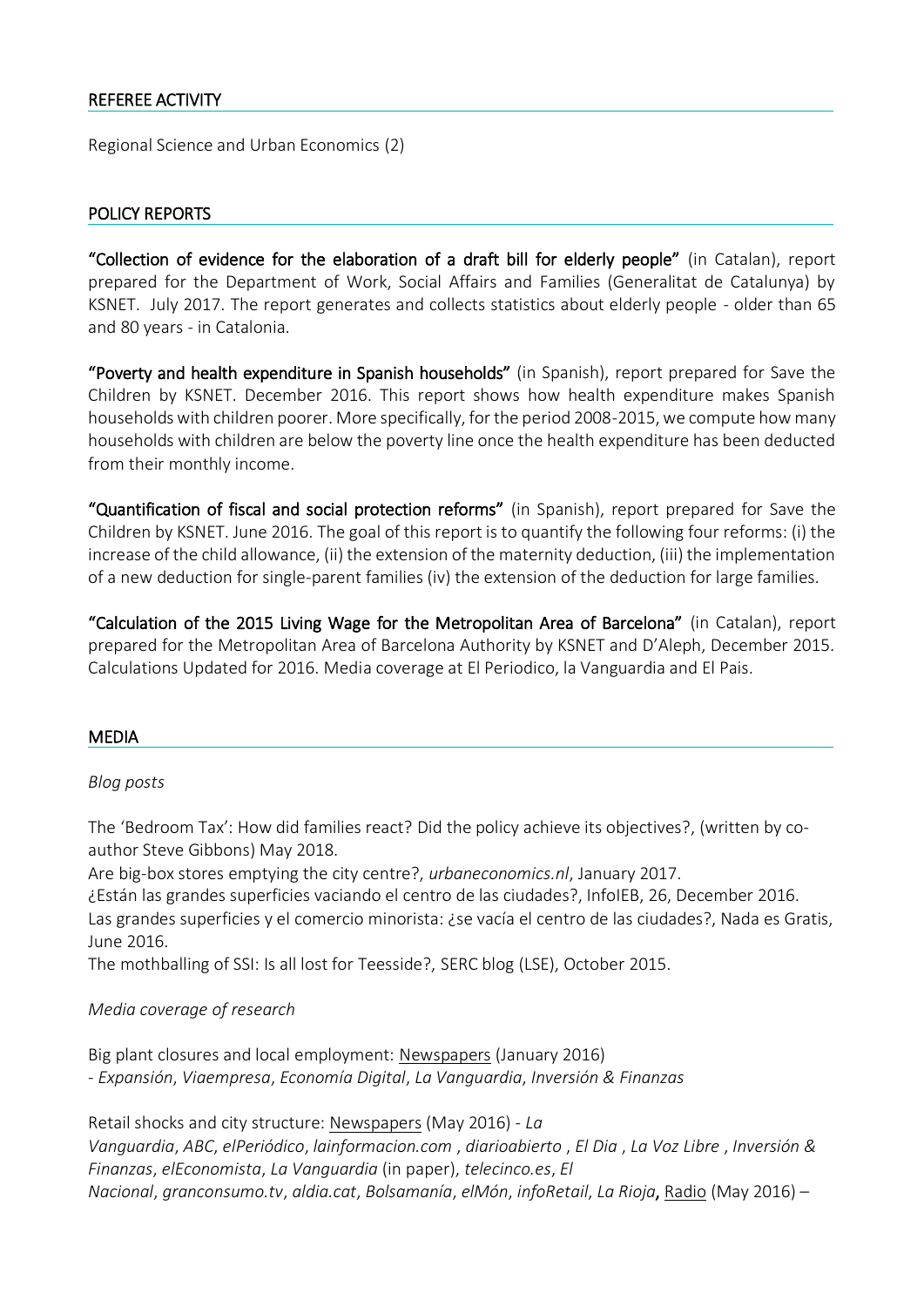## REFEREE ACTIVITY

Regional Science and Urban Economics (2)

## POLICY REPORTS

**"Collection of evidence for the elaboration of a draft bill for elderly people"** (in Catalan), report prepared for the Department of Work, Social Affairs and Families (Generalitat de Catalunya) by KSNET. July 2017. The report generates and collects statistics about elderly people - older than 65 and 80 years - in Catalonia.

**"Poverty and health expenditure in Spanish households"** (in Spanish), report prepared for Save the Children by KSNET. December 2016. This report shows how health expenditure makes Spanish households with children poorer. More specifically, for the period 2008-2015, we compute how many households with children are below the poverty line once the health expenditure has been deducted from their monthly income.

**"Quantification of fiscal and social protection reforms"** (in Spanish), report prepared for Save the Children by KSNET. June 2016. The goal of this report is to quantify the following four reforms: (i) the increase of the child allowance, (ii) the extension of the maternity deduction, (iii) the implementation of a new deduction for single-parent families (iv) the extension of the deduction for large families.

**"Calculation of the 2015 Living Wage for the Metropolitan Area of Barcelona"** (in Catalan), report prepared for the Metropolitan Area of Barcelona Authority by KSNET and D'Aleph, December 2015. Calculations Updated for 2016. Media coverage at El Periodico, la Vanguardia and El Pais.

## MEDIA

*Blog posts*

The 'Bedroom Tax': How did families react? Did the policy achieve its objectives?, (written by co-author Steve Gibbons) May 2018.
Are big-box stores emptying the city centre?, *urbaneconomics.nl*, January 2017.
¿Están las grandes superficies vaciando el centro de las ciudades?, InfoIEB, 26, December 2016.
Las grandes superficies y el comercio minorista: ¿se vacía el centro de las ciudades?, Nada es Gratis, June 2016.
The mothballing of SSI: Is all lost for Teesside?, SERC blog (LSE), October 2015.

*Media coverage of research*

Big plant closures and local employment: Newspapers (January 2016)
- *Expansión*, *Viaempresa*, *Economía Digital*, *La Vanguardia*, *Inversión & Finanzas*

Retail shocks and city structure: Newspapers (May 2016) - *La Vanguardia*, *ABC*, *elPeriódico*, *lainformacion.com* , *diarioabierto* , *El Dia* , *La Voz Libre* , *Inversión & Finanzas*, *elEconomista*, *La Vanguardia* (in paper), *telecinco.es*, *El Nacional*, *granconsumo.tv*, *aldia.cat*, *Bolsamanía*, *elMón*, *infoRetail*, *La Rioja*, Radio (May 2016) –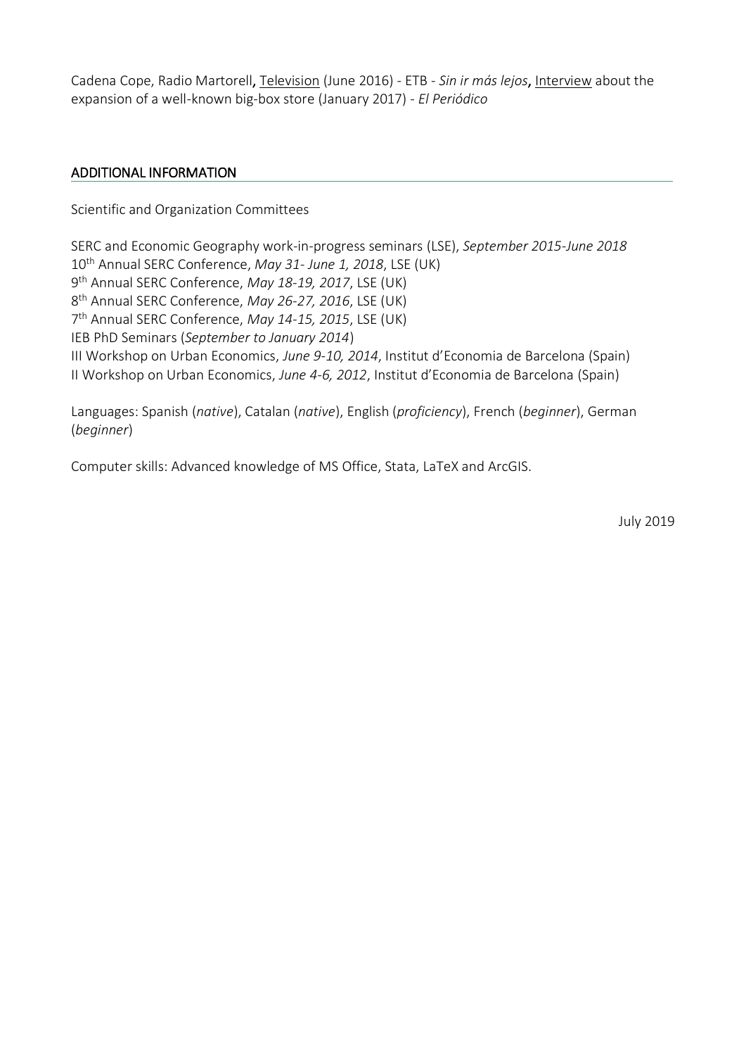Cadena Cope, Radio Martorell, Television (June 2016) - ETB - *Sin ir más lejos*, Interview about the expansion of a well-known big-box store (January 2017) - *El Periódico*

## ADDITIONAL INFORMATION

Scientific and Organization Committees

SERC and Economic Geography work-in-progress seminars (LSE), *September 2015-June 2018*
10th Annual SERC Conference, *May 31- June 1, 2018*, LSE (UK)
9th Annual SERC Conference, *May 18-19, 2017*, LSE (UK)
8th Annual SERC Conference, *May 26-27, 2016*, LSE (UK)
7th Annual SERC Conference, *May 14-15, 2015*, LSE (UK)
IEB PhD Seminars (*September to January 2014*)
III Workshop on Urban Economics, *June 9-10, 2014*, Institut d'Economia de Barcelona (Spain)
II Workshop on Urban Economics, *June 4-6, 2012*, Institut d'Economia de Barcelona (Spain)

Languages: Spanish (*native*), Catalan (*native*), English (*proficiency*), French (*beginner*), German (*beginner*)

Computer skills: Advanced knowledge of MS Office, Stata, LaTeX and ArcGIS.

July 2019